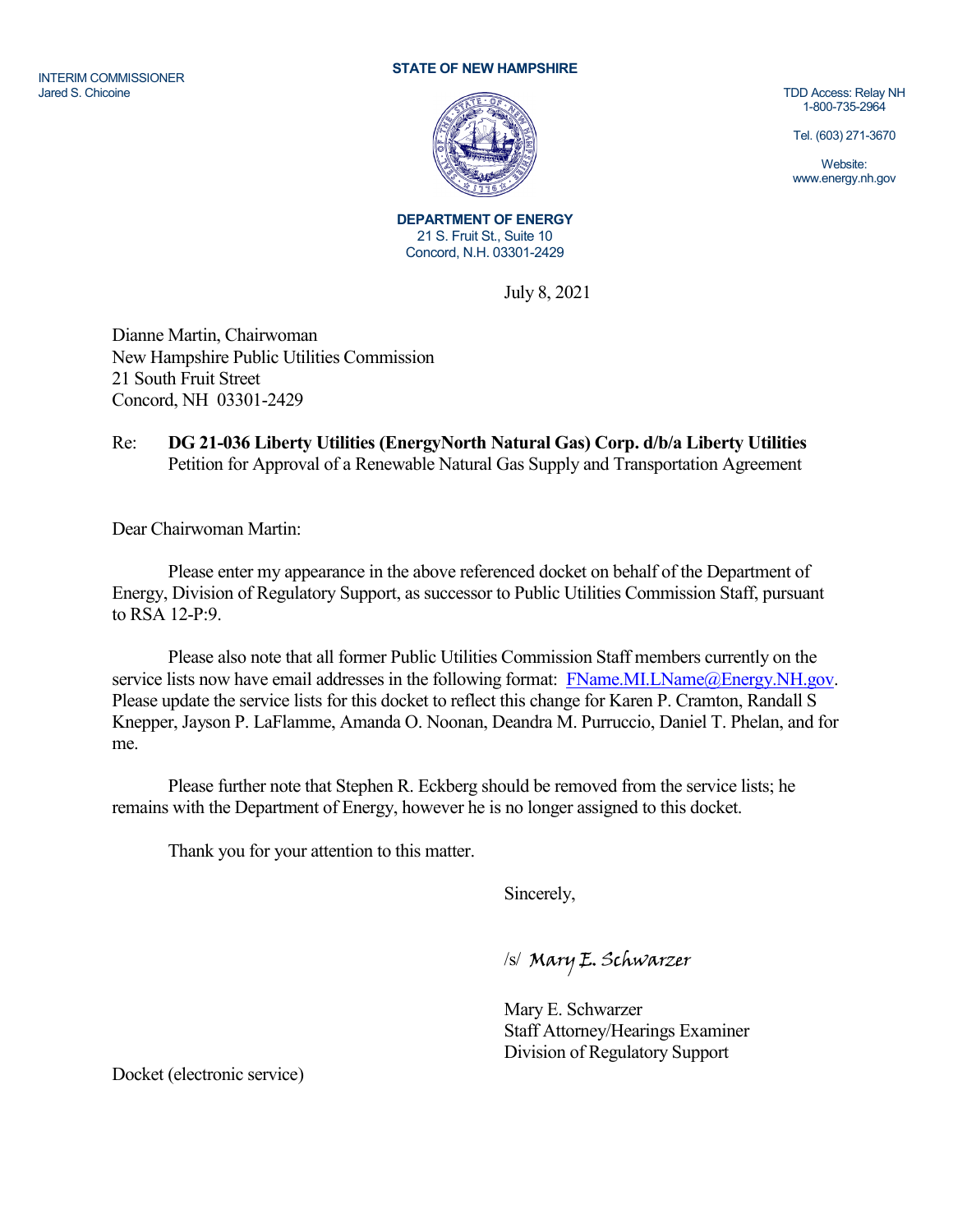INTERIM COMMISSIONER
Jared S. Chicoine

**STATE OF NEW HAMPSHIRE**

TDD Access: Relay NH
1-800-735-2964

Tel. (603) 271-3670

Website:
www.energy.nh.gov

**DEPARTMENT OF ENERGY**
21 S. Fruit St., Suite 10
Concord, N.H. 03301-2429

July 8, 2021

Dianne Martin, Chairwoman
New Hampshire Public Utilities Commission
21 South Fruit Street
Concord, NH 03301-2429

Re: **DG 21-036 Liberty Utilities (EnergyNorth Natural Gas) Corp. d/b/a Liberty Utilities**
Petition for Approval of a Renewable Natural Gas Supply and Transportation Agreement

Dear Chairwoman Martin:

Please enter my appearance in the above referenced docket on behalf of the Department of Energy, Division of Regulatory Support, as successor to Public Utilities Commission Staff, pursuant to RSA 12-P:9.

Please also note that all former Public Utilities Commission Staff members currently on the service lists now have email addresses in the following format: FName.MI.LName@Energy.NH.gov. Please update the service lists for this docket to reflect this change for Karen P. Cramton, Randall S Knepper, Jayson P. LaFlamme, Amanda O. Noonan, Deandra M. Purruccio, Daniel T. Phelan, and for me.

Please further note that Stephen R. Eckberg should be removed from the service lists; he remains with the Department of Energy, however he is no longer assigned to this docket.

Thank you for your attention to this matter.

Sincerely,

/s/ *Mary E. Schwarzer*

Mary E. Schwarzer
Staff Attorney/Hearings Examiner
Division of Regulatory Support

Docket (electronic service)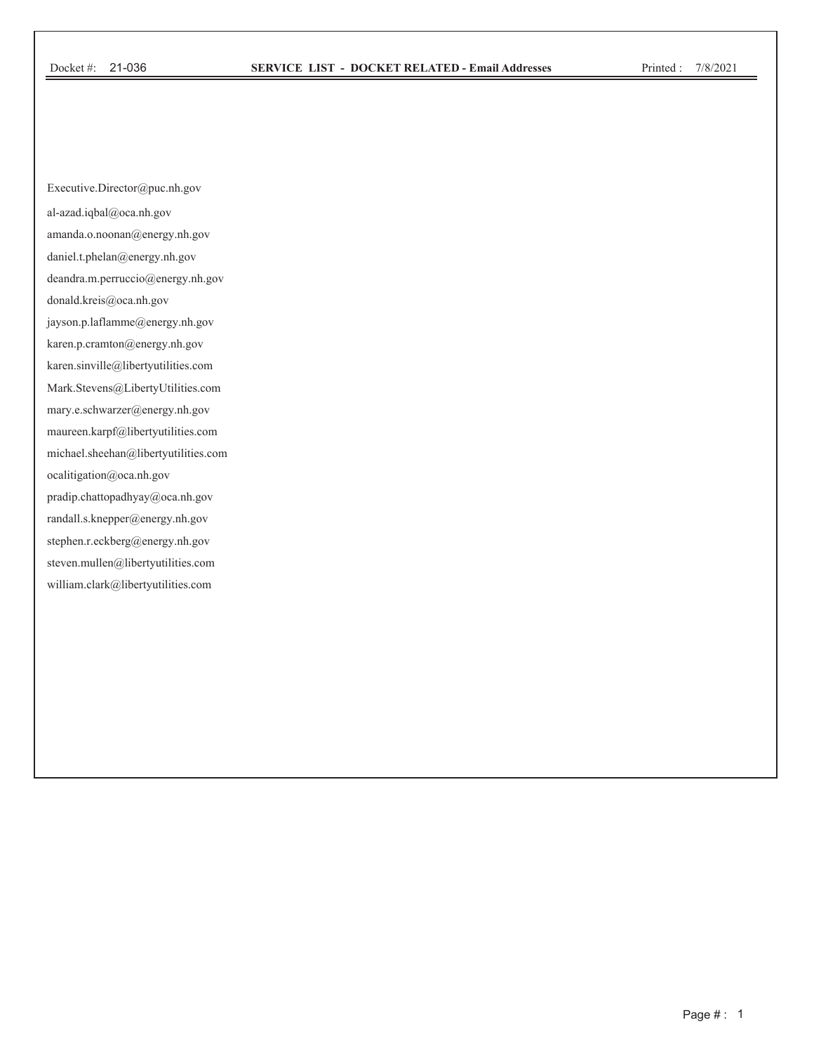Docket #: 21-036 **SERVICE LIST - DOCKET RELATED - Email Addresses** Printed : 7/8/2021

Executive.Director@puc.nh.gov

al-azad.iqbal@oca.nh.gov

amanda.o.noonan@energy.nh.gov

daniel.t.phelan@energy.nh.gov

deandra.m.perruccio@energy.nh.gov

donald.kreis@oca.nh.gov

jayson.p.laflamme@energy.nh.gov

karen.p.cramton@energy.nh.gov

karen.sinville@libertyutilities.com

Mark.Stevens@LibertyUtilities.com

mary.e.schwarzer@energy.nh.gov

maureen.karpf@libertyutilities.com

michael.sheehan@libertyutilities.com

ocalitigation@oca.nh.gov

pradip.chattopadhyay@oca.nh.gov

randall.s.knepper@energy.nh.gov

stephen.r.eckberg@energy.nh.gov

steven.mullen@libertyutilities.com

william.clark@libertyutilities.com